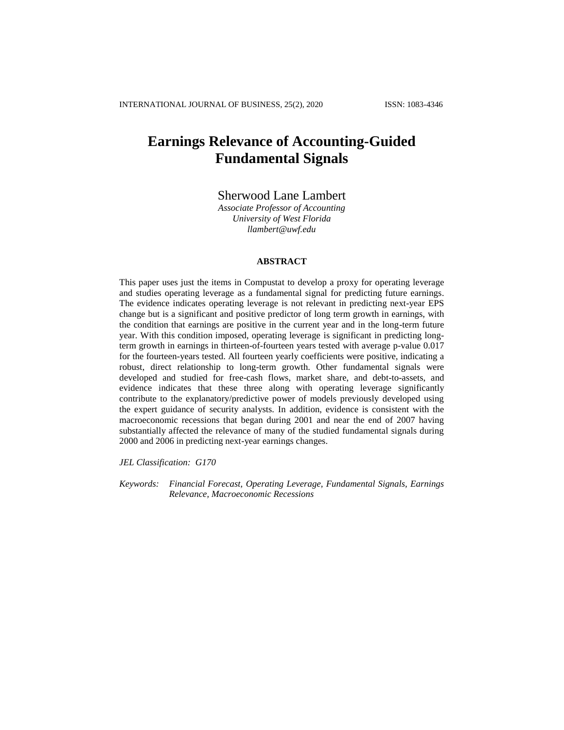# Earnings Relevance of Accounting-Guided Fundamental Signals

Sherwood Lane Lambert
*Associate Professor of Accounting*
*University of West Florida*
*llambert@uwf.edu*

## ABSTRACT

This paper uses just the items in Compustat to develop a proxy for operating leverage and studies operating leverage as a fundamental signal for predicting future earnings. The evidence indicates operating leverage is not relevant in predicting next-year EPS change but is a significant and positive predictor of long term growth in earnings, with the condition that earnings are positive in the current year and in the long-term future year. With this condition imposed, operating leverage is significant in predicting long-term growth in earnings in thirteen-of-fourteen years tested with average p-value 0.017 for the fourteen-years tested. All fourteen yearly coefficients were positive, indicating a robust, direct relationship to long-term growth. Other fundamental signals were developed and studied for free-cash flows, market share, and debt-to-assets, and evidence indicates that these three along with operating leverage significantly contribute to the explanatory/predictive power of models previously developed using the expert guidance of security analysts. In addition, evidence is consistent with the macroeconomic recessions that began during 2001 and near the end of 2007 having substantially affected the relevance of many of the studied fundamental signals during 2000 and 2006 in predicting next-year earnings changes.

*JEL Classification: G170*

*Keywords: Financial Forecast, Operating Leverage, Fundamental Signals, Earnings Relevance, Macroeconomic Recessions*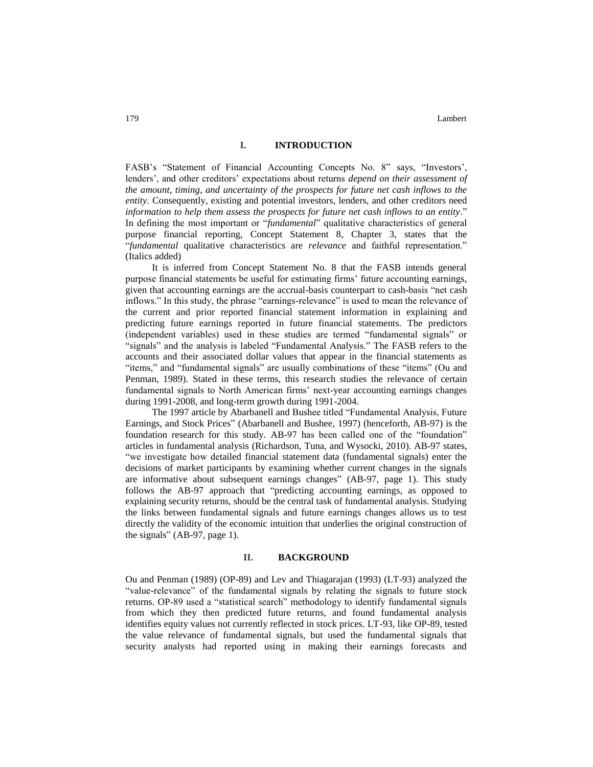## I. INTRODUCTION

FASB's "Statement of Financial Accounting Concepts No. 8" says, "Investors', lenders', and other creditors' expectations about returns *depend on their assessment of the amount, timing, and uncertainty of the prospects for future net cash inflows to the entity*. Consequently, existing and potential investors, lenders, and other creditors need *information to help them assess the prospects for future net cash inflows to an entity*." In defining the most important or "*fundamental*" qualitative characteristics of general purpose financial reporting, Concept Statement 8, Chapter 3, states that the "*fundamental* qualitative characteristics are *relevance* and faithful representation." (Italics added)

It is inferred from Concept Statement No. 8 that the FASB intends general purpose financial statements be useful for estimating firms' future accounting earnings, given that accounting earnings are the accrual-basis counterpart to cash-basis "net cash inflows." In this study, the phrase "earnings-relevance" is used to mean the relevance of the current and prior reported financial statement information in explaining and predicting future earnings reported in future financial statements. The predictors (independent variables) used in these studies are termed "fundamental signals" or "signals" and the analysis is labeled "Fundamental Analysis." The FASB refers to the accounts and their associated dollar values that appear in the financial statements as "items," and "fundamental signals" are usually combinations of these "items" (Ou and Penman, 1989). Stated in these terms, this research studies the relevance of certain fundamental signals to North American firms' next-year accounting earnings changes during 1991-2008, and long-term growth during 1991-2004.

The 1997 article by Abarbanell and Bushee titled "Fundamental Analysis, Future Earnings, and Stock Prices" (Abarbanell and Bushee, 1997) (henceforth, AB-97) is the foundation research for this study. AB-97 has been called one of the "foundation" articles in fundamental analysis (Richardson, Tuna, and Wysocki, 2010). AB-97 states, "we investigate how detailed financial statement data (fundamental signals) enter the decisions of market participants by examining whether current changes in the signals are informative about subsequent earnings changes" (AB-97, page 1). This study follows the AB-97 approach that "predicting accounting earnings, as opposed to explaining security returns, should be the central task of fundamental analysis. Studying the links between fundamental signals and future earnings changes allows us to test directly the validity of the economic intuition that underlies the original construction of the signals" (AB-97, page 1).

## II. BACKGROUND

Ou and Penman (1989) (OP-89) and Lev and Thiagarajan (1993) (LT-93) analyzed the "value-relevance" of the fundamental signals by relating the signals to future stock returns. OP-89 used a "statistical search" methodology to identify fundamental signals from which they then predicted future returns, and found fundamental analysis identifies equity values not currently reflected in stock prices. LT-93, like OP-89, tested the value relevance of fundamental signals, but used the fundamental signals that security analysts had reported using in making their earnings forecasts and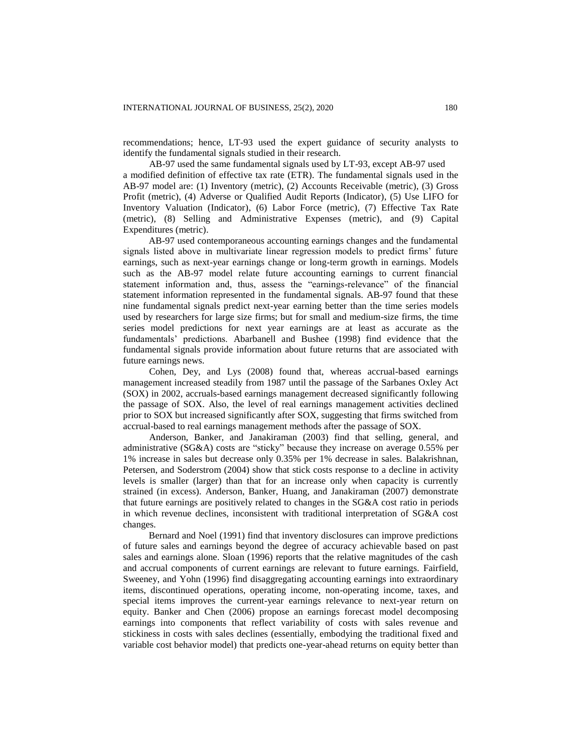recommendations; hence, LT-93 used the expert guidance of security analysts to identify the fundamental signals studied in their research.

AB-97 used the same fundamental signals used by LT-93, except AB-97 used a modified definition of effective tax rate (ETR). The fundamental signals used in the AB-97 model are: (1) Inventory (metric), (2) Accounts Receivable (metric), (3) Gross Profit (metric), (4) Adverse or Qualified Audit Reports (Indicator), (5) Use LIFO for Inventory Valuation (Indicator), (6) Labor Force (metric), (7) Effective Tax Rate (metric), (8) Selling and Administrative Expenses (metric), and (9) Capital Expenditures (metric).

AB-97 used contemporaneous accounting earnings changes and the fundamental signals listed above in multivariate linear regression models to predict firms' future earnings, such as next-year earnings change or long-term growth in earnings. Models such as the AB-97 model relate future accounting earnings to current financial statement information and, thus, assess the "earnings-relevance" of the financial statement information represented in the fundamental signals. AB-97 found that these nine fundamental signals predict next-year earning better than the time series models used by researchers for large size firms; but for small and medium-size firms, the time series model predictions for next year earnings are at least as accurate as the fundamentals' predictions. Abarbanell and Bushee (1998) find evidence that the fundamental signals provide information about future returns that are associated with future earnings news.

Cohen, Dey, and Lys (2008) found that, whereas accrual-based earnings management increased steadily from 1987 until the passage of the Sarbanes Oxley Act (SOX) in 2002, accruals-based earnings management decreased significantly following the passage of SOX. Also, the level of real earnings management activities declined prior to SOX but increased significantly after SOX, suggesting that firms switched from accrual-based to real earnings management methods after the passage of SOX.

Anderson, Banker, and Janakiraman (2003) find that selling, general, and administrative (SG&A) costs are "sticky" because they increase on average 0.55% per 1% increase in sales but decrease only 0.35% per 1% decrease in sales. Balakrishnan, Petersen, and Soderstrom (2004) show that stick costs response to a decline in activity levels is smaller (larger) than that for an increase only when capacity is currently strained (in excess). Anderson, Banker, Huang, and Janakiraman (2007) demonstrate that future earnings are positively related to changes in the SG&A cost ratio in periods in which revenue declines, inconsistent with traditional interpretation of SG&A cost changes.

Bernard and Noel (1991) find that inventory disclosures can improve predictions of future sales and earnings beyond the degree of accuracy achievable based on past sales and earnings alone. Sloan (1996) reports that the relative magnitudes of the cash and accrual components of current earnings are relevant to future earnings. Fairfield, Sweeney, and Yohn (1996) find disaggregating accounting earnings into extraordinary items, discontinued operations, operating income, non-operating income, taxes, and special items improves the current-year earnings relevance to next-year return on equity. Banker and Chen (2006) propose an earnings forecast model decomposing earnings into components that reflect variability of costs with sales revenue and stickiness in costs with sales declines (essentially, embodying the traditional fixed and variable cost behavior model) that predicts one-year-ahead returns on equity better than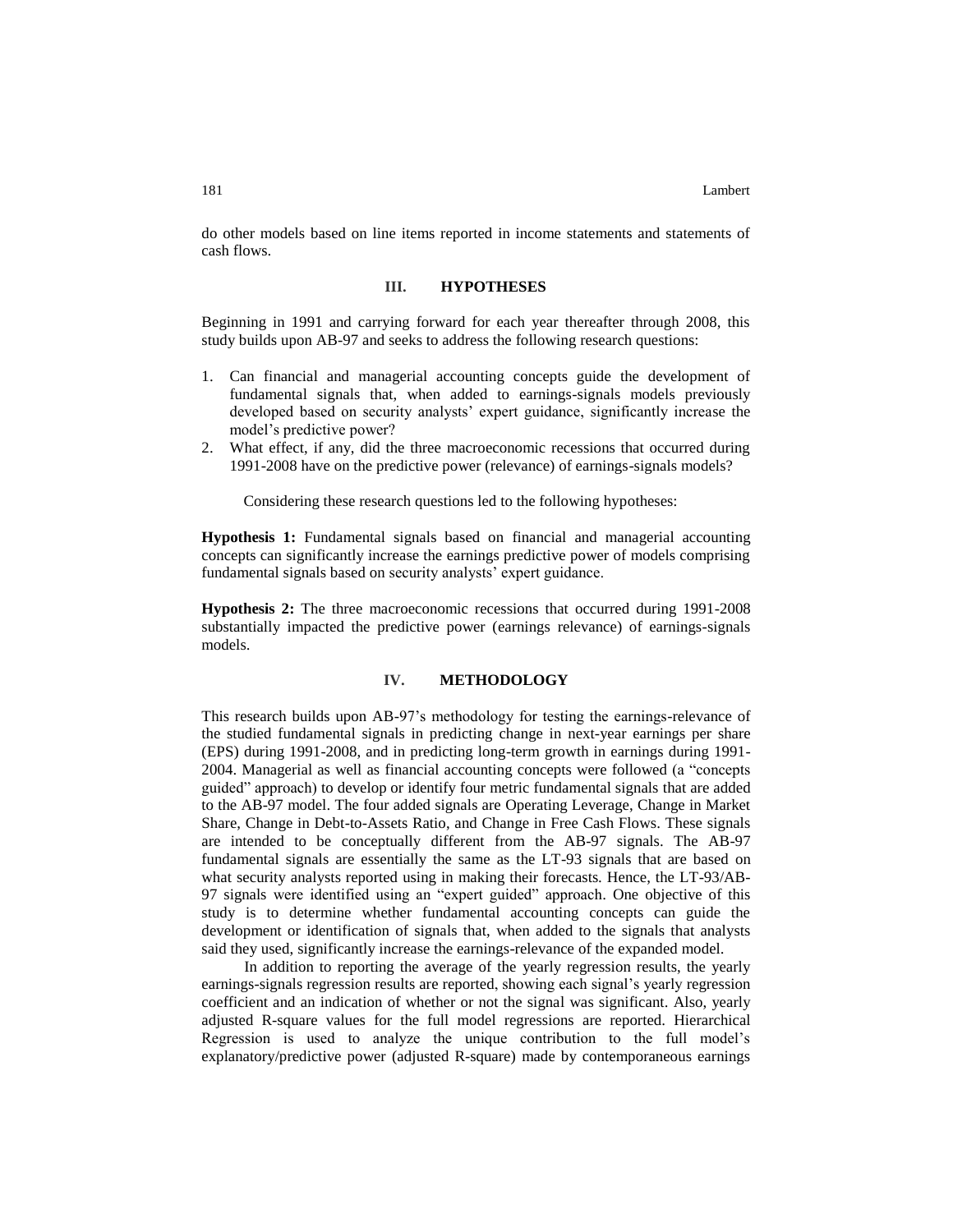do other models based on line items reported in income statements and statements of cash flows.

## III. HYPOTHESES

Beginning in 1991 and carrying forward for each year thereafter through 2008, this study builds upon AB-97 and seeks to address the following research questions:

1. Can financial and managerial accounting concepts guide the development of fundamental signals that, when added to earnings-signals models previously developed based on security analysts' expert guidance, significantly increase the model's predictive power?
2. What effect, if any, did the three macroeconomic recessions that occurred during 1991-2008 have on the predictive power (relevance) of earnings-signals models?

Considering these research questions led to the following hypotheses:

**Hypothesis 1:** Fundamental signals based on financial and managerial accounting concepts can significantly increase the earnings predictive power of models comprising fundamental signals based on security analysts' expert guidance.

**Hypothesis 2:** The three macroeconomic recessions that occurred during 1991-2008 substantially impacted the predictive power (earnings relevance) of earnings-signals models.

## IV. METHODOLOGY

This research builds upon AB-97's methodology for testing the earnings-relevance of the studied fundamental signals in predicting change in next-year earnings per share (EPS) during 1991-2008, and in predicting long-term growth in earnings during 1991-2004. Managerial as well as financial accounting concepts were followed (a "concepts guided" approach) to develop or identify four metric fundamental signals that are added to the AB-97 model. The four added signals are Operating Leverage, Change in Market Share, Change in Debt-to-Assets Ratio, and Change in Free Cash Flows. These signals are intended to be conceptually different from the AB-97 signals. The AB-97 fundamental signals are essentially the same as the LT-93 signals that are based on what security analysts reported using in making their forecasts. Hence, the LT-93/AB-97 signals were identified using an "expert guided" approach. One objective of this study is to determine whether fundamental accounting concepts can guide the development or identification of signals that, when added to the signals that analysts said they used, significantly increase the earnings-relevance of the expanded model.

In addition to reporting the average of the yearly regression results, the yearly earnings-signals regression results are reported, showing each signal's yearly regression coefficient and an indication of whether or not the signal was significant. Also, yearly adjusted R-square values for the full model regressions are reported. Hierarchical Regression is used to analyze the unique contribution to the full model's explanatory/predictive power (adjusted R-square) made by contemporaneous earnings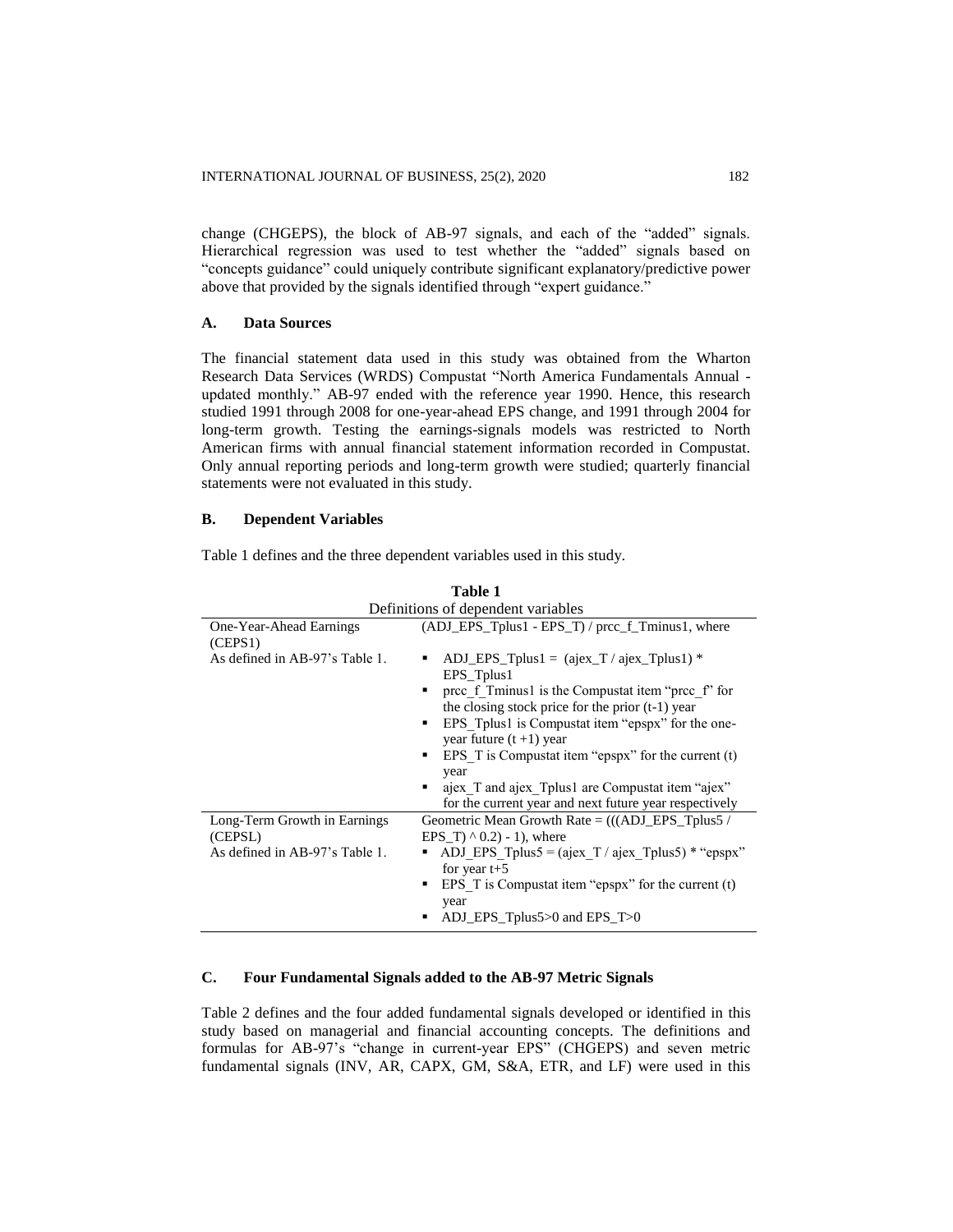change (CHGEPS), the block of AB-97 signals, and each of the "added" signals. Hierarchical regression was used to test whether the "added" signals based on "concepts guidance" could uniquely contribute significant explanatory/predictive power above that provided by the signals identified through "expert guidance."

### A. Data Sources

The financial statement data used in this study was obtained from the Wharton Research Data Services (WRDS) Compustat "North America Fundamentals Annual - updated monthly." AB-97 ended with the reference year 1990. Hence, this research studied 1991 through 2008 for one-year-ahead EPS change, and 1991 through 2004 for long-term growth. Testing the earnings-signals models was restricted to North American firms with annual financial statement information recorded in Compustat. Only annual reporting periods and long-term growth were studied; quarterly financial statements were not evaluated in this study.

### B. Dependent Variables

Table 1 defines and the three dependent variables used in this study.

**Table 1**
Definitions of dependent variables

| | |
|---|---|
| One-Year-Ahead Earnings (CEPS1)<br>As defined in AB-97's Table 1. | (ADJ_EPS_Tplus1 - EPS_T) / prcc_f_Tminus1, where<br>▪ ADJ_EPS_Tplus1 = (ajex_T / ajex_Tplus1) * EPS_Tplus1<br>▪ prcc_f_Tminus1 is the Compustat item "prcc_f" for the closing stock price for the prior (t-1) year<br>▪ EPS_Tplus1 is Compustat item "epspx" for the one-year future (t +1) year<br>▪ EPS_T is Compustat item "epspx" for the current (t) year<br>▪ ajex_T and ajex_Tplus1 are Compustat item "ajex" for the current year and next future year respectively |
| Long-Term Growth in Earnings (CEPSL)<br>As defined in AB-97's Table 1. | Geometric Mean Growth Rate = (((ADJ_EPS_Tplus5 / EPS_T) ^ 0.2) - 1), where<br>▪ ADJ_EPS_Tplus5 = (ajex_T / ajex_Tplus5) * "epspx" for year t+5<br>▪ EPS_T is Compustat item "epspx" for the current (t) year<br>▪ ADJ_EPS_Tplus5>0 and EPS_T>0 |

### C. Four Fundamental Signals added to the AB-97 Metric Signals

Table 2 defines and the four added fundamental signals developed or identified in this study based on managerial and financial accounting concepts. The definitions and formulas for AB-97's "change in current-year EPS" (CHGEPS) and seven metric fundamental signals (INV, AR, CAPX, GM, S&A, ETR, and LF) were used in this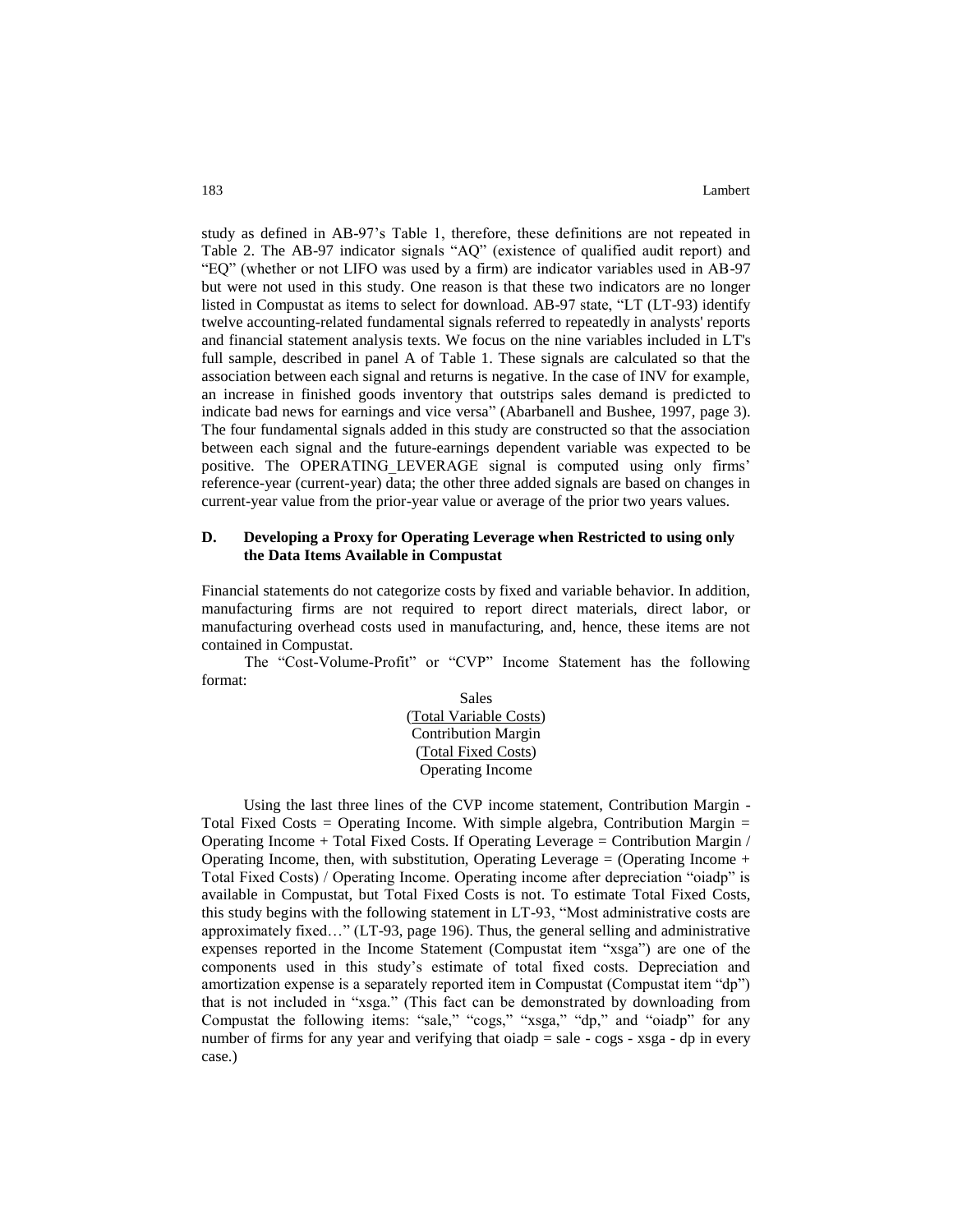study as defined in AB-97's Table 1, therefore, these definitions are not repeated in Table 2. The AB-97 indicator signals "AQ" (existence of qualified audit report) and "EQ" (whether or not LIFO was used by a firm) are indicator variables used in AB-97 but were not used in this study. One reason is that these two indicators are no longer listed in Compustat as items to select for download. AB-97 state, "LT (LT-93) identify twelve accounting-related fundamental signals referred to repeatedly in analysts' reports and financial statement analysis texts. We focus on the nine variables included in LT's full sample, described in panel A of Table 1. These signals are calculated so that the association between each signal and returns is negative. In the case of INV for example, an increase in finished goods inventory that outstrips sales demand is predicted to indicate bad news for earnings and vice versa" (Abarbanell and Bushee, 1997, page 3). The four fundamental signals added in this study are constructed so that the association between each signal and the future-earnings dependent variable was expected to be positive. The OPERATING_LEVERAGE signal is computed using only firms' reference-year (current-year) data; the other three added signals are based on changes in current-year value from the prior-year value or average of the prior two years values.

## D. Developing a Proxy for Operating Leverage when Restricted to using only the Data Items Available in Compustat

Financial statements do not categorize costs by fixed and variable behavior. In addition, manufacturing firms are not required to report direct materials, direct labor, or manufacturing overhead costs used in manufacturing, and, hence, these items are not contained in Compustat.

The "Cost-Volume-Profit" or "CVP" Income Statement has the following format:

Sales
(Total Variable Costs)
Contribution Margin
(Total Fixed Costs)
Operating Income

Using the last three lines of the CVP income statement, Contribution Margin - Total Fixed Costs = Operating Income. With simple algebra, Contribution Margin = Operating Income + Total Fixed Costs. If Operating Leverage = Contribution Margin / Operating Income, then, with substitution, Operating Leverage = (Operating Income + Total Fixed Costs) / Operating Income. Operating income after depreciation "oiadp" is available in Compustat, but Total Fixed Costs is not. To estimate Total Fixed Costs, this study begins with the following statement in LT-93, "Most administrative costs are approximately fixed…" (LT-93, page 196). Thus, the general selling and administrative expenses reported in the Income Statement (Compustat item "xsga") are one of the components used in this study's estimate of total fixed costs. Depreciation and amortization expense is a separately reported item in Compustat (Compustat item "dp") that is not included in "xsga." (This fact can be demonstrated by downloading from Compustat the following items: "sale," "cogs," "xsga," "dp," and "oiadp" for any number of firms for any year and verifying that oiadp = sale - cogs - xsga - dp in every case.)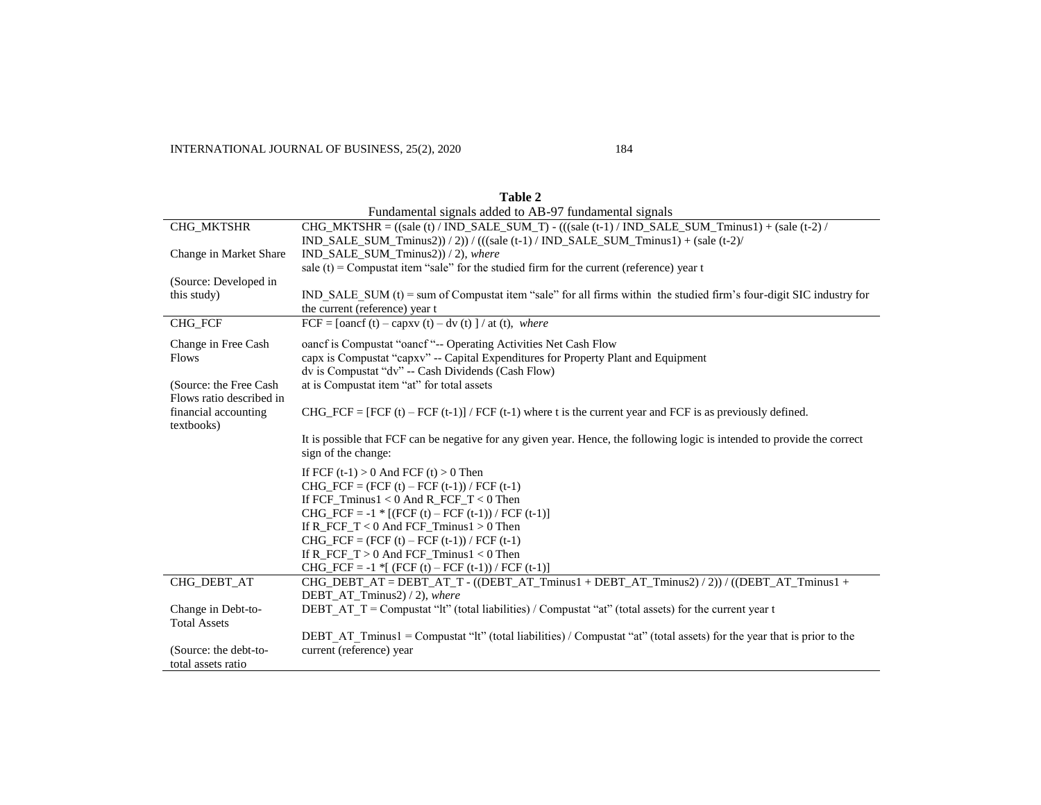**Table 2**

Fundamental signals added to AB-97 fundamental signals

| | |
|---|---|
| CHG_MKTSHR<br><br>Change in Market Share<br><br>(Source: Developed in this study) | CHG_MKTSHR = ((sale (t) / IND_SALE_SUM_T) - (((sale (t-1) / IND_SALE_SUM_Tminus1) + (sale (t-2) / IND_SALE_SUM_Tminus2)) / 2)) / (((sale (t-1) / IND_SALE_SUM_Tminus1) + (sale (t-2)/ IND_SALE_SUM_Tminus2)) / 2), *where*<br>sale (t) = Compustat item "sale" for the studied firm for the current (reference) year t<br><br>IND_SALE_SUM (t) = sum of Compustat item "sale" for all firms within the studied firm's four-digit SIC industry for the current (reference) year t |
| CHG_FCF<br><br>Change in Free Cash Flows<br><br>(Source: the Free Cash Flows ratio described in financial accounting textbooks) | FCF = [oancf (t) – capxv (t) – dv (t) ] / at (t), *where*<br><br>oancf is Compustat "oancf "-- Operating Activities Net Cash Flow<br>capx is Compustat "capxv" -- Capital Expenditures for Property Plant and Equipment<br>dv is Compustat "dv" -- Cash Dividends (Cash Flow)<br>at is Compustat item "at" for total assets<br><br>CHG_FCF = [FCF (t) – FCF (t-1)] / FCF (t-1) where t is the current year and FCF is as previously defined.<br><br>It is possible that FCF can be negative for any given year. Hence, the following logic is intended to provide the correct sign of the change:<br><br>If FCF (t-1) > 0 And FCF (t) > 0 Then<br>CHG_FCF = (FCF (t) – FCF (t-1)) / FCF (t-1)<br>If FCF_Tminus1 < 0 And R_FCF_T < 0 Then<br>CHG_FCF = -1 * [(FCF (t) – FCF (t-1)) / FCF (t-1)]<br>If R_FCF_T < 0 And FCF_Tminus1 > 0 Then<br>CHG_FCF = (FCF (t) – FCF (t-1)) / FCF (t-1)<br>If R_FCF_T > 0 And FCF_Tminus1 < 0 Then<br>CHG_FCF = -1 *[ (FCF (t) – FCF (t-1)) / FCF (t-1)] |
| CHG_DEBT_AT<br><br>Change in Debt-to-Total Assets<br><br>(Source: the debt-to-total assets ratio | CHG_DEBT_AT = DEBT_AT_T - ((DEBT_AT_Tminus1 + DEBT_AT_Tminus2) / 2)) / ((DEBT_AT_Tminus1 + DEBT_AT_Tminus2) / 2), *where*<br>DEBT_AT_T = Compustat "lt" (total liabilities) / Compustat "at" (total assets) for the current year t<br><br>DEBT_AT_Tminus1 = Compustat "lt" (total liabilities) / Compustat "at" (total assets) for the year that is prior to the current (reference) year |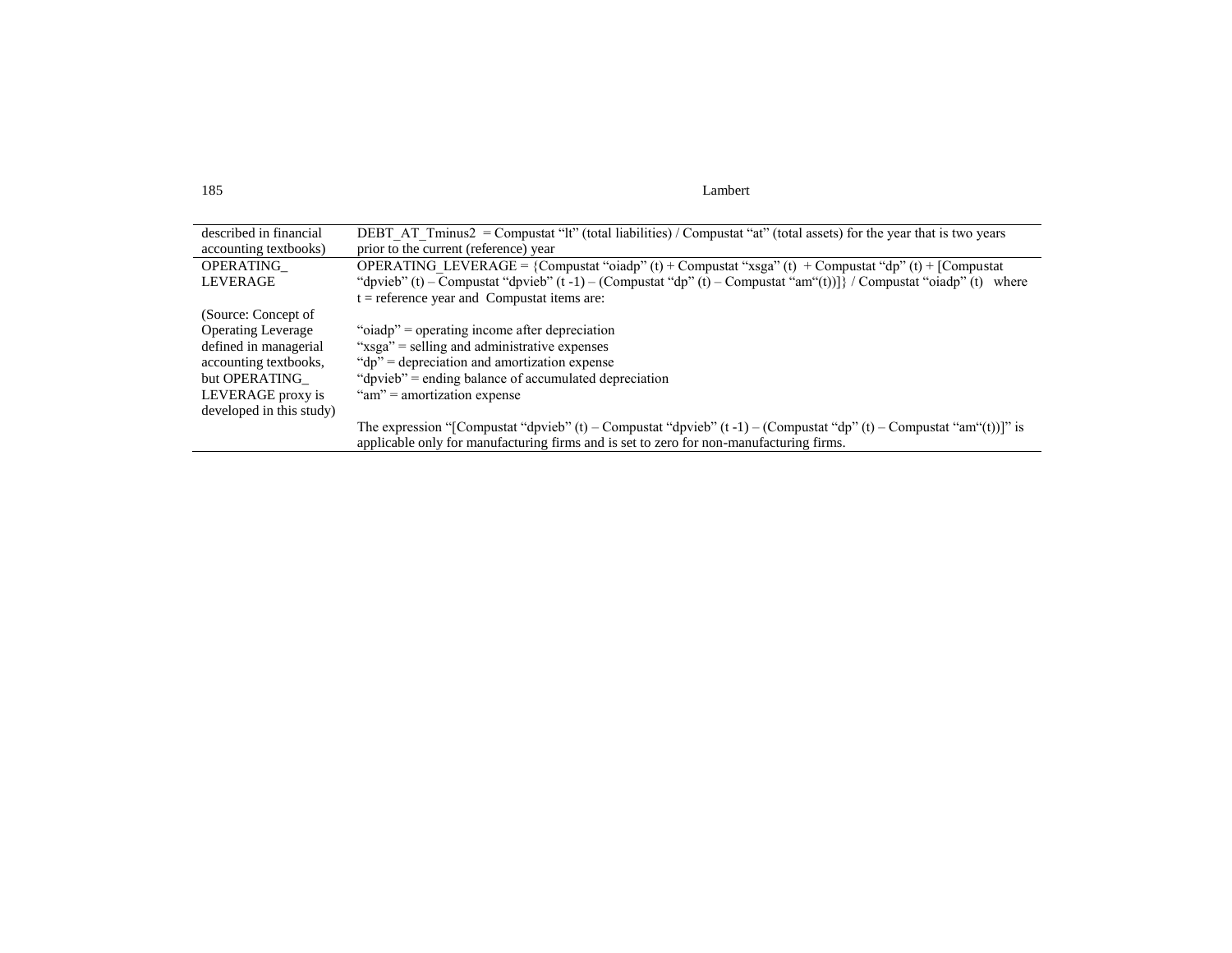| | |
|---|---|
| described in financial accounting textbooks) | DEBT_AT_Tminus2 = Compustat "lt" (total liabilities) / Compustat "at" (total assets) for the year that is two years prior to the current (reference) year |
| OPERATING_LEVERAGE<br><br>(Source: Concept of Operating Leverage defined in managerial accounting textbooks, but OPERATING_LEVERAGE proxy is developed in this study) | OPERATING_LEVERAGE = {Compustat "oiadp" (t) + Compustat "xsga" (t) + Compustat "dp" (t) + [Compustat "dpvieb" (t) – Compustat "dpvieb" (t -1) – (Compustat "dp" (t) – Compustat "am"(t))]} / Compustat "oiadp" (t) where t = reference year and Compustat items are:<br><br>"oiadp" = operating income after depreciation<br>"xsga" = selling and administrative expenses<br>"dp" = depreciation and amortization expense<br>"dpvieb" = ending balance of accumulated depreciation<br>"am" = amortization expense<br><br>The expression "[Compustat "dpvieb" (t) – Compustat "dpvieb" (t -1) – (Compustat "dp" (t) – Compustat "am"(t))]" is applicable only for manufacturing firms and is set to zero for non-manufacturing firms. |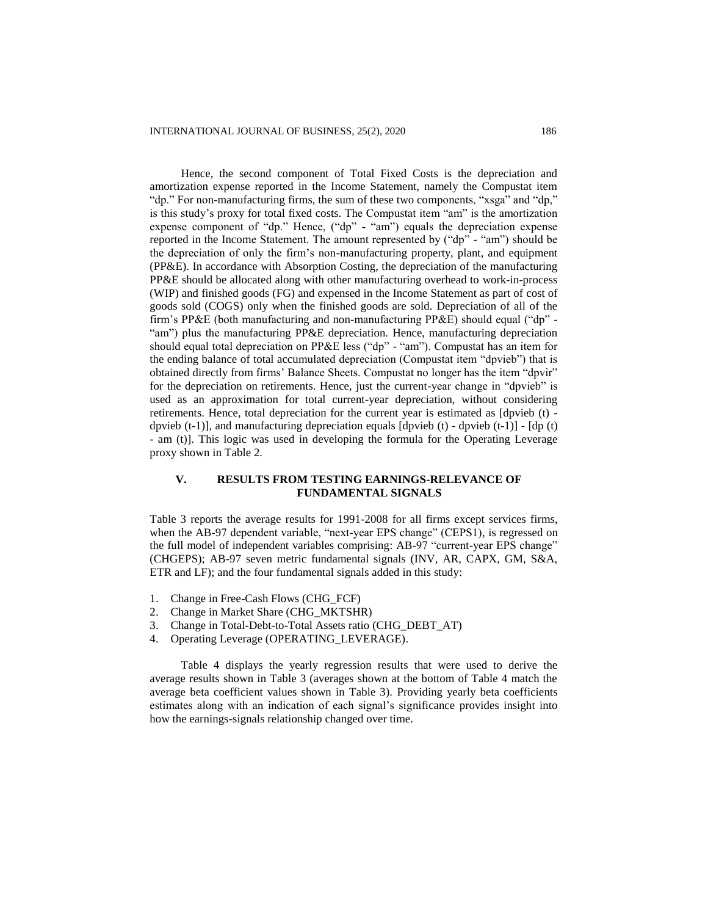Hence, the second component of Total Fixed Costs is the depreciation and amortization expense reported in the Income Statement, namely the Compustat item "dp." For non-manufacturing firms, the sum of these two components, "xsga" and "dp," is this study's proxy for total fixed costs. The Compustat item "am" is the amortization expense component of "dp." Hence, ("dp" - "am") equals the depreciation expense reported in the Income Statement. The amount represented by ("dp" - "am") should be the depreciation of only the firm's non-manufacturing property, plant, and equipment (PP&E). In accordance with Absorption Costing, the depreciation of the manufacturing PP&E should be allocated along with other manufacturing overhead to work-in-process (WIP) and finished goods (FG) and expensed in the Income Statement as part of cost of goods sold (COGS) only when the finished goods are sold. Depreciation of all of the firm's PP&E (both manufacturing and non-manufacturing PP&E) should equal ("dp" - "am") plus the manufacturing PP&E depreciation. Hence, manufacturing depreciation should equal total depreciation on PP&E less ("dp" - "am"). Compustat has an item for the ending balance of total accumulated depreciation (Compustat item "dpvieb") that is obtained directly from firms' Balance Sheets. Compustat no longer has the item "dpvir" for the depreciation on retirements. Hence, just the current-year change in "dpvieb" is used as an approximation for total current-year depreciation, without considering retirements. Hence, total depreciation for the current year is estimated as [dpvieb (t) - dpvieb (t-1)], and manufacturing depreciation equals [dpvieb (t) - dpvieb (t-1)] - [dp (t) - am (t)]. This logic was used in developing the formula for the Operating Leverage proxy shown in Table 2.

## V. RESULTS FROM TESTING EARNINGS-RELEVANCE OF FUNDAMENTAL SIGNALS

Table 3 reports the average results for 1991-2008 for all firms except services firms, when the AB-97 dependent variable, "next-year EPS change" (CEPS1), is regressed on the full model of independent variables comprising: AB-97 "current-year EPS change" (CHGEPS); AB-97 seven metric fundamental signals (INV, AR, CAPX, GM, S&A, ETR and LF); and the four fundamental signals added in this study:

1. Change in Free-Cash Flows (CHG_FCF)
2. Change in Market Share (CHG_MKTSHR)
3. Change in Total-Debt-to-Total Assets ratio (CHG_DEBT_AT)
4. Operating Leverage (OPERATING_LEVERAGE).

Table 4 displays the yearly regression results that were used to derive the average results shown in Table 3 (averages shown at the bottom of Table 4 match the average beta coefficient values shown in Table 3). Providing yearly beta coefficients estimates along with an indication of each signal's significance provides insight into how the earnings-signals relationship changed over time.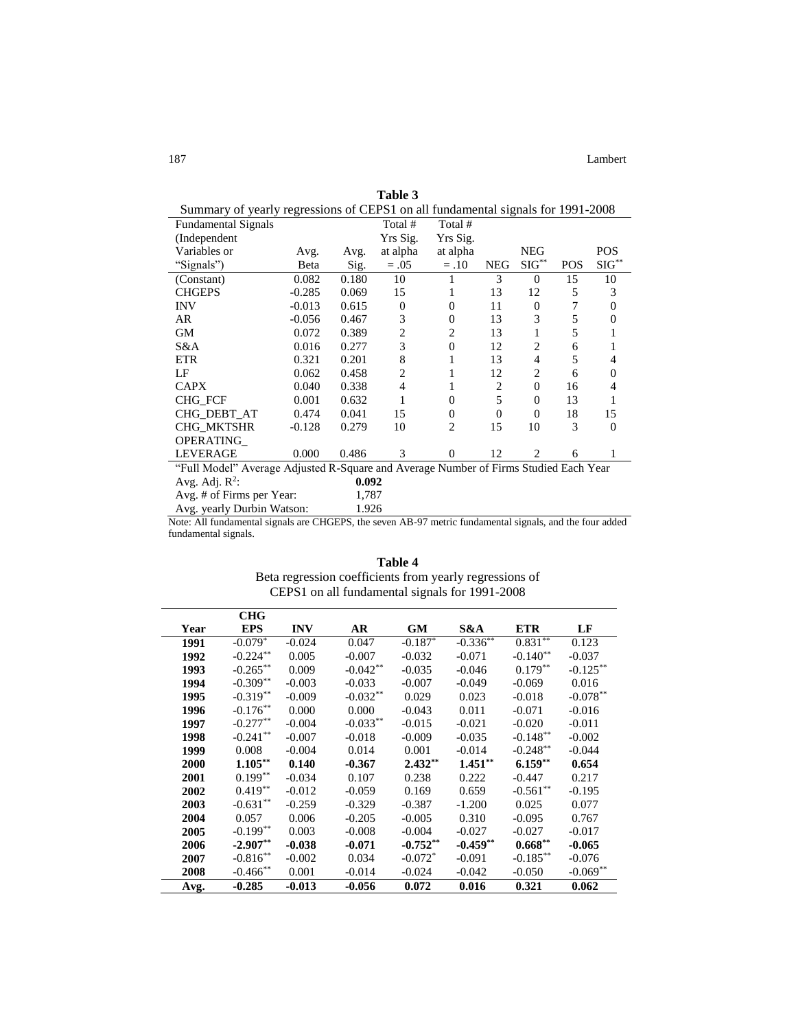**Table 3**

Summary of yearly regressions of CEPS1 on all fundamental signals for 1991-2008

| Fundamental Signals (Independent Variables or "Signals") | Avg. Beta | Avg. Sig. | Total # Yrs Sig. at alpha = .05 | Total # Yrs Sig. at alpha = .10 | NEG | NEG $SIG^{**}$ | POS | POS $SIG^{**}$ |
|---|---|---|---|---|---|---|---|---|
| (Constant) | 0.082 | 0.180 | 10 | 1 | 3 | 0 | 15 | 10 |
| CHGEPS | -0.285 | 0.069 | 15 | 1 | 13 | 12 | 5 | 3 |
| INV | -0.013 | 0.615 | 0 | 0 | 11 | 0 | 7 | 0 |
| AR | -0.056 | 0.467 | 3 | 0 | 13 | 3 | 5 | 0 |
| GM | 0.072 | 0.389 | 2 | 2 | 13 | 1 | 5 | 1 |
| S&A | 0.016 | 0.277 | 3 | 0 | 12 | 2 | 6 | 1 |
| ETR | 0.321 | 0.201 | 8 | 1 | 13 | 4 | 5 | 4 |
| LF | 0.062 | 0.458 | 2 | 1 | 12 | 2 | 6 | 0 |
| CAPX | 0.040 | 0.338 | 4 | 1 | 2 | 0 | 16 | 4 |
| CHG_FCF | 0.001 | 0.632 | 1 | 0 | 5 | 0 | 13 | 1 |
| CHG_DEBT_AT | 0.474 | 0.041 | 15 | 0 | 0 | 0 | 18 | 15 |
| CHG_MKTSHR | -0.128 | 0.279 | 10 | 2 | 15 | 10 | 3 | 0 |
| OPERATING_LEVERAGE | 0.000 | 0.486 | 3 | 0 | 12 | 2 | 6 | 1 |

"Full Model" Average Adjusted R-Square and Average Number of Firms Studied Each Year

| | |
|---|---|
| Avg. Adj. $R^2$: | **0.092** |
| Avg. # of Firms per Year: | 1,787 |
| Avg. yearly Durbin Watson: | 1.926 |

Note: All fundamental signals are CHGEPS, the seven AB-97 metric fundamental signals, and the four added fundamental signals.

**Table 4**

Beta regression coefficients from yearly regressions of CEPS1 on all fundamental signals for 1991-2008

| Year | CHG EPS | INV | AR | GM | S&A | ETR | LF |
|---|---|---|---|---|---|---|---|
| **1991** | $-0.079^{*}$ | -0.024 | 0.047 | $-0.187^{*}$ | $-0.336^{**}$ | $0.831^{**}$ | 0.123 |
| **1992** | $-0.224^{**}$ | 0.005 | -0.007 | -0.032 | -0.071 | $-0.140^{**}$ | -0.037 |
| **1993** | $-0.265^{**}$ | 0.009 | $-0.042^{**}$ | -0.035 | -0.046 | $0.179^{**}$ | $-0.125^{**}$ |
| **1994** | $-0.309^{**}$ | -0.003 | -0.033 | -0.007 | -0.049 | -0.069 | 0.016 |
| **1995** | $-0.319^{**}$ | -0.009 | $-0.032^{**}$ | 0.029 | 0.023 | -0.018 | $-0.078^{**}$ |
| **1996** | $-0.176^{**}$ | 0.000 | 0.000 | -0.043 | 0.011 | -0.071 | -0.016 |
| **1997** | $-0.277^{**}$ | -0.004 | $-0.033^{**}$ | -0.015 | -0.021 | -0.020 | -0.011 |
| **1998** | $-0.241^{**}$ | -0.007 | -0.018 | -0.009 | -0.035 | $-0.148^{**}$ | -0.002 |
| **1999** | 0.008 | -0.004 | 0.014 | 0.001 | -0.014 | $-0.248^{**}$ | -0.044 |
| **2000** | $\mathbf{1.105^{**}}$ | **0.140** | **-0.367** | $\mathbf{2.432^{**}}$ | $\mathbf{1.451^{**}}$ | $\mathbf{6.159^{**}}$ | **0.654** |
| **2001** | $0.199^{**}$ | -0.034 | 0.107 | 0.238 | 0.222 | -0.447 | 0.217 |
| **2002** | $0.419^{**}$ | -0.012 | -0.059 | 0.169 | 0.659 | $-0.561^{**}$ | -0.195 |
| **2003** | $-0.631^{**}$ | -0.259 | -0.329 | -0.387 | -1.200 | 0.025 | 0.077 |
| **2004** | 0.057 | 0.006 | -0.205 | -0.005 | 0.310 | -0.095 | 0.767 |
| **2005** | $-0.199^{**}$ | 0.003 | -0.008 | -0.004 | -0.027 | -0.027 | -0.017 |
| **2006** | $\mathbf{-2.907^{**}}$ | **-0.038** | **-0.071** | $\mathbf{-0.752^{**}}$ | $\mathbf{-0.459^{**}}$ | $\mathbf{0.668^{**}}$ | **-0.065** |
| **2007** | $-0.816^{**}$ | -0.002 | 0.034 | $-0.072^{*}$ | -0.091 | $-0.185^{**}$ | -0.076 |
| **2008** | $-0.466^{**}$ | 0.001 | -0.014 | -0.024 | -0.042 | -0.050 | $-0.069^{**}$ |
| **Avg.** | **-0.285** | **-0.013** | **-0.056** | **0.072** | **0.016** | **0.321** | **0.062** |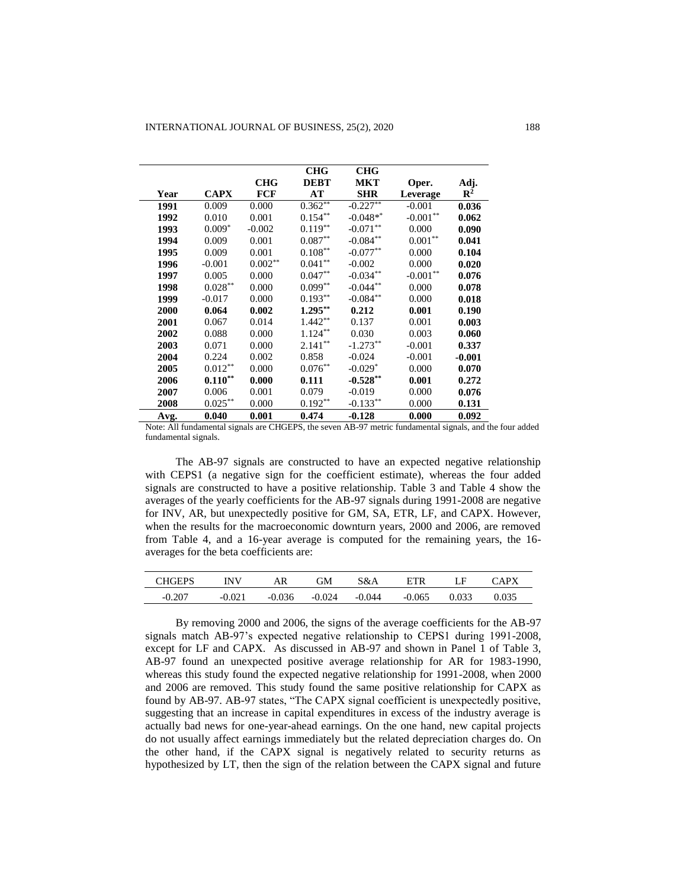| Year | CAPX | CHG FCF | CHG DEBT AT | CHG MKT SHR | Oper. Leverage | Adj. $R^2$ |
|---|---|---|---|---|---|---|
| **1991** | 0.009 | 0.000 | $0.362^{**}$ | $-0.227^{**}$ | -0.001 | **0.036** |
| **1992** | 0.010 | 0.001 | $0.154^{**}$ | $-0.048^{*}$ | $-0.001^{**}$ | **0.062** |
| **1993** | $0.009^{*}$ | -0.002 | $0.119^{**}$ | $-0.071^{**}$ | 0.000 | **0.090** |
| **1994** | 0.009 | 0.001 | $0.087^{**}$ | $-0.084^{**}$ | $0.001^{**}$ | **0.041** |
| **1995** | 0.009 | 0.001 | $0.108^{**}$ | $-0.077^{**}$ | 0.000 | **0.104** |
| **1996** | -0.001 | $0.002^{**}$ | $0.041^{**}$ | -0.002 | 0.000 | **0.020** |
| **1997** | 0.005 | 0.000 | $0.047^{**}$ | $-0.034^{**}$ | $-0.001^{**}$ | **0.076** |
| **1998** | $0.028^{**}$ | 0.000 | $0.099^{**}$ | $-0.044^{**}$ | 0.000 | **0.078** |
| **1999** | -0.017 | 0.000 | $0.193^{**}$ | $-0.084^{**}$ | 0.000 | **0.018** |
| **2000** | **0.064** | **0.002** | **$1.295^{**}$** | **0.212** | **0.001** | **0.190** |
| **2001** | 0.067 | 0.014 | $1.442^{**}$ | 0.137 | 0.001 | **0.003** |
| **2002** | 0.088 | 0.000 | $1.124^{**}$ | 0.030 | 0.003 | **0.060** |
| **2003** | 0.071 | 0.000 | $2.141^{**}$ | $-1.273^{**}$ | -0.001 | **0.337** |
| **2004** | 0.224 | 0.002 | 0.858 | -0.024 | -0.001 | **-0.001** |
| **2005** | $0.012^{**}$ | 0.000 | $0.076^{**}$ | $-0.029^{*}$ | 0.000 | **0.070** |
| **2006** | **$0.110^{**}$** | **0.000** | **0.111** | **$-0.528^{**}$** | **0.001** | **0.272** |
| **2007** | 0.006 | 0.001 | 0.079 | -0.019 | 0.000 | **0.076** |
| **2008** | $0.025^{**}$ | 0.000 | $0.192^{**}$ | $-0.133^{**}$ | 0.000 | **0.131** |
| **Avg.** | **0.040** | **0.001** | **0.474** | **-0.128** | **0.000** | **0.092** |

Note: All fundamental signals are CHGEPS, the seven AB-97 metric fundamental signals, and the four added fundamental signals.

The AB-97 signals are constructed to have an expected negative relationship with CEPS1 (a negative sign for the coefficient estimate), whereas the four added signals are constructed to have a positive relationship. Table 3 and Table 4 show the averages of the yearly coefficients for the AB-97 signals during 1991-2008 are negative for INV, AR, but unexpectedly positive for GM, SA, ETR, LF, and CAPX. However, when the results for the macroeconomic downturn years, 2000 and 2006, are removed from Table 4, and a 16-year average is computed for the remaining years, the 16-averages for the beta coefficients are:

| CHGEPS | INV | AR | GM | S&A | ETR | LF | CAPX |
|---|---|---|---|---|---|---|---|
| -0.207 | -0.021 | -0.036 | -0.024 | -0.044 | -0.065 | 0.033 | 0.035 |

By removing 2000 and 2006, the signs of the average coefficients for the AB-97 signals match AB-97's expected negative relationship to CEPS1 during 1991-2008, except for LF and CAPX. As discussed in AB-97 and shown in Panel 1 of Table 3, AB-97 found an unexpected positive average relationship for AR for 1983-1990, whereas this study found the expected negative relationship for 1991-2008, when 2000 and 2006 are removed. This study found the same positive relationship for CAPX as found by AB-97. AB-97 states, "The CAPX signal coefficient is unexpectedly positive, suggesting that an increase in capital expenditures in excess of the industry average is actually bad news for one-year-ahead earnings. On the one hand, new capital projects do not usually affect earnings immediately but the related depreciation charges do. On the other hand, if the CAPX signal is negatively related to security returns as hypothesized by LT, then the sign of the relation between the CAPX signal and future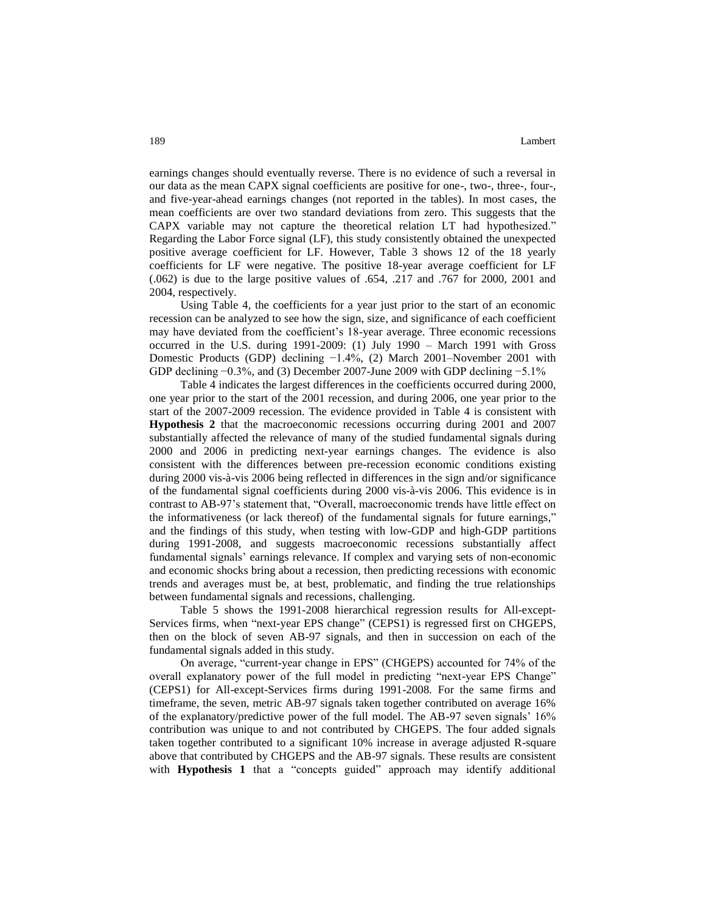earnings changes should eventually reverse. There is no evidence of such a reversal in our data as the mean CAPX signal coefficients are positive for one-, two-, three-, four-, and five-year-ahead earnings changes (not reported in the tables). In most cases, the mean coefficients are over two standard deviations from zero. This suggests that the CAPX variable may not capture the theoretical relation LT had hypothesized." Regarding the Labor Force signal (LF), this study consistently obtained the unexpected positive average coefficient for LF. However, Table 3 shows 12 of the 18 yearly coefficients for LF were negative. The positive 18-year average coefficient for LF (.062) is due to the large positive values of .654, .217 and .767 for 2000, 2001 and 2004, respectively.

Using Table 4, the coefficients for a year just prior to the start of an economic recession can be analyzed to see how the sign, size, and significance of each coefficient may have deviated from the coefficient's 18-year average. Three economic recessions occurred in the U.S. during 1991-2009: (1) July 1990 – March 1991 with Gross Domestic Products (GDP) declining −1.4%, (2) March 2001–November 2001 with GDP declining −0.3%, and (3) December 2007-June 2009 with GDP declining −5.1%

Table 4 indicates the largest differences in the coefficients occurred during 2000, one year prior to the start of the 2001 recession, and during 2006, one year prior to the start of the 2007-2009 recession. The evidence provided in Table 4 is consistent with **Hypothesis 2** that the macroeconomic recessions occurring during 2001 and 2007 substantially affected the relevance of many of the studied fundamental signals during 2000 and 2006 in predicting next-year earnings changes. The evidence is also consistent with the differences between pre-recession economic conditions existing during 2000 vis-à-vis 2006 being reflected in differences in the sign and/or significance of the fundamental signal coefficients during 2000 vis-à-vis 2006. This evidence is in contrast to AB-97's statement that, "Overall, macroeconomic trends have little effect on the informativeness (or lack thereof) of the fundamental signals for future earnings," and the findings of this study, when testing with low-GDP and high-GDP partitions during 1991-2008, and suggests macroeconomic recessions substantially affect fundamental signals' earnings relevance. If complex and varying sets of non-economic and economic shocks bring about a recession, then predicting recessions with economic trends and averages must be, at best, problematic, and finding the true relationships between fundamental signals and recessions, challenging.

Table 5 shows the 1991-2008 hierarchical regression results for All-except-Services firms, when "next-year EPS change" (CEPS1) is regressed first on CHGEPS, then on the block of seven AB-97 signals, and then in succession on each of the fundamental signals added in this study.

On average, "current-year change in EPS" (CHGEPS) accounted for 74% of the overall explanatory power of the full model in predicting "next-year EPS Change" (CEPS1) for All-except-Services firms during 1991-2008. For the same firms and timeframe, the seven, metric AB-97 signals taken together contributed on average 16% of the explanatory/predictive power of the full model. The AB-97 seven signals' 16% contribution was unique to and not contributed by CHGEPS. The four added signals taken together contributed to a significant 10% increase in average adjusted R-square above that contributed by CHGEPS and the AB-97 signals. These results are consistent with **Hypothesis 1** that a "concepts guided" approach may identify additional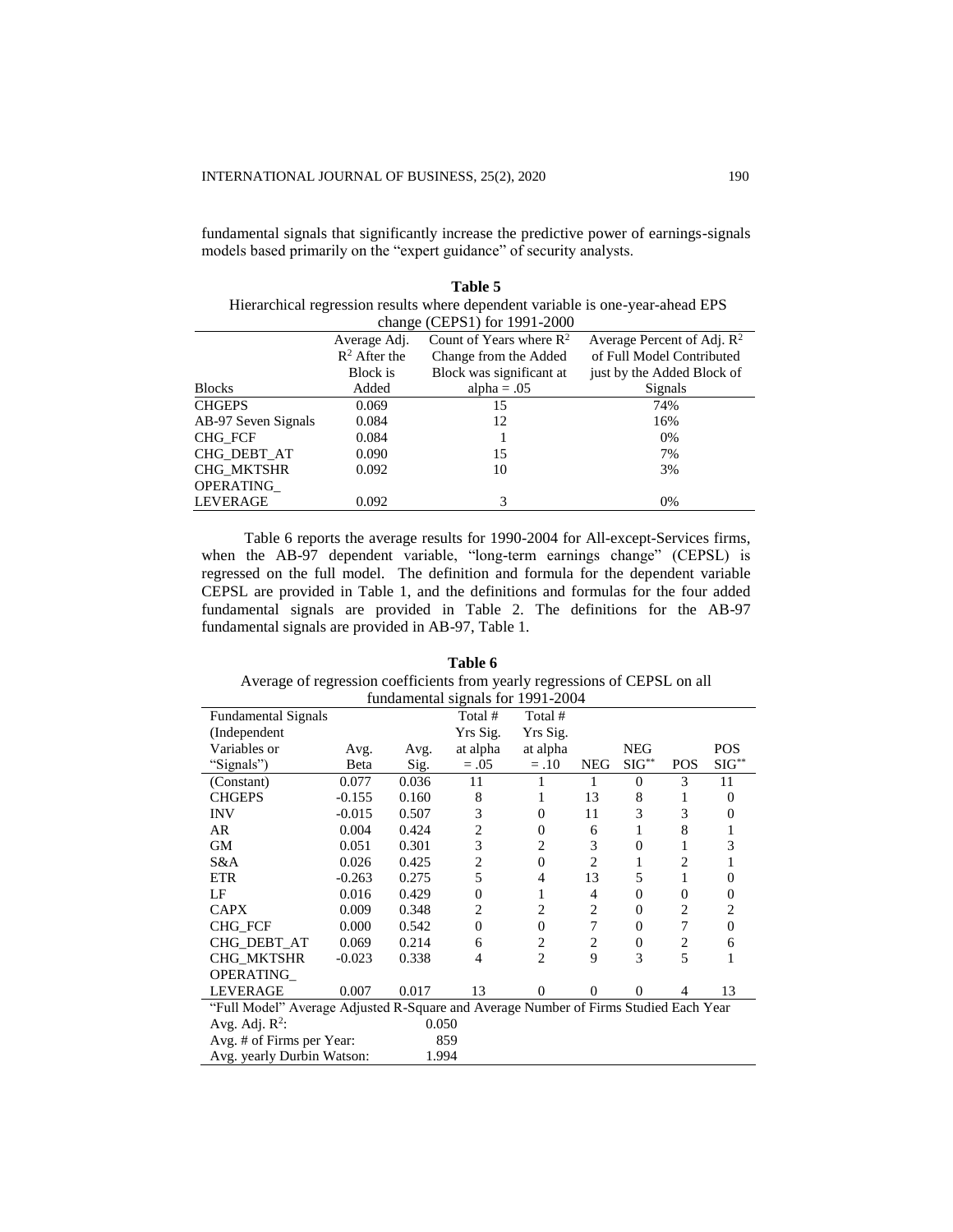fundamental signals that significantly increase the predictive power of earnings-signals models based primarily on the "expert guidance" of security analysts.

**Table 5**
Hierarchical regression results where dependent variable is one-year-ahead EPS change (CEPS1) for 1991-2000

| Blocks | Average Adj. $R^2$ After the Block is Added | Count of Years where $R^2$ Change from the Added Block was significant at alpha = .05 | Average Percent of Adj. $R^2$ of Full Model Contributed just by the Added Block of Signals |
|---|---|---|---|
| CHGEPS | 0.069 | 15 | 74% |
| AB-97 Seven Signals | 0.084 | 12 | 16% |
| CHG_FCF | 0.084 | 1 | 0% |
| CHG_DEBT_AT | 0.090 | 15 | 7% |
| CHG_MKTSHR | 0.092 | 10 | 3% |
| OPERATING_ LEVERAGE | 0.092 | 3 | 0% |

Table 6 reports the average results for 1990-2004 for All-except-Services firms, when the AB-97 dependent variable, "long-term earnings change" (CEPSL) is regressed on the full model. The definition and formula for the dependent variable CEPSL are provided in Table 1, and the definitions and formulas for the four added fundamental signals are provided in Table 2. The definitions for the AB-97 fundamental signals are provided in AB-97, Table 1.

**Table 6**
Average of regression coefficients from yearly regressions of CEPSL on all fundamental signals for 1991-2004

| Fundamental Signals (Independent Variables or "Signals") | Avg. Beta | Avg. Sig. | Total # Yrs Sig. at alpha = .05 | Total # Yrs Sig. at alpha = .10 | NEG | NEG SIG** | POS | POS SIG** |
|---|---|---|---|---|---|---|---|---|
| (Constant) | 0.077 | 0.036 | 11 | 1 | 1 | 0 | 3 | 11 |
| CHGEPS | -0.155 | 0.160 | 8 | 1 | 13 | 8 | 1 | 0 |
| INV | -0.015 | 0.507 | 3 | 0 | 11 | 3 | 3 | 0 |
| AR | 0.004 | 0.424 | 2 | 0 | 6 | 1 | 8 | 1 |
| GM | 0.051 | 0.301 | 3 | 2 | 3 | 0 | 1 | 3 |
| S&A | 0.026 | 0.425 | 2 | 0 | 2 | 1 | 2 | 1 |
| ETR | -0.263 | 0.275 | 5 | 4 | 13 | 5 | 1 | 0 |
| LF | 0.016 | 0.429 | 0 | 1 | 4 | 0 | 0 | 0 |
| CAPX | 0.009 | 0.348 | 2 | 2 | 2 | 0 | 2 | 2 |
| CHG_FCF | 0.000 | 0.542 | 0 | 0 | 7 | 0 | 7 | 0 |
| CHG_DEBT_AT | 0.069 | 0.214 | 6 | 2 | 2 | 0 | 2 | 6 |
| CHG_MKTSHR | -0.023 | 0.338 | 4 | 2 | 9 | 3 | 5 | 1 |
| OPERATING_ LEVERAGE | 0.007 | 0.017 | 13 | 0 | 0 | 0 | 4 | 13 |
| "Full Model" Average Adjusted R-Square and Average Number of Firms Studied Each Year | | | | | | | | |
| Avg. Adj. $R^2$: | | 0.050 | | | | | | |
| Avg. # of Firms per Year: | | 859 | | | | | | |
| Avg. yearly Durbin Watson: | | 1.994 | | | | | | |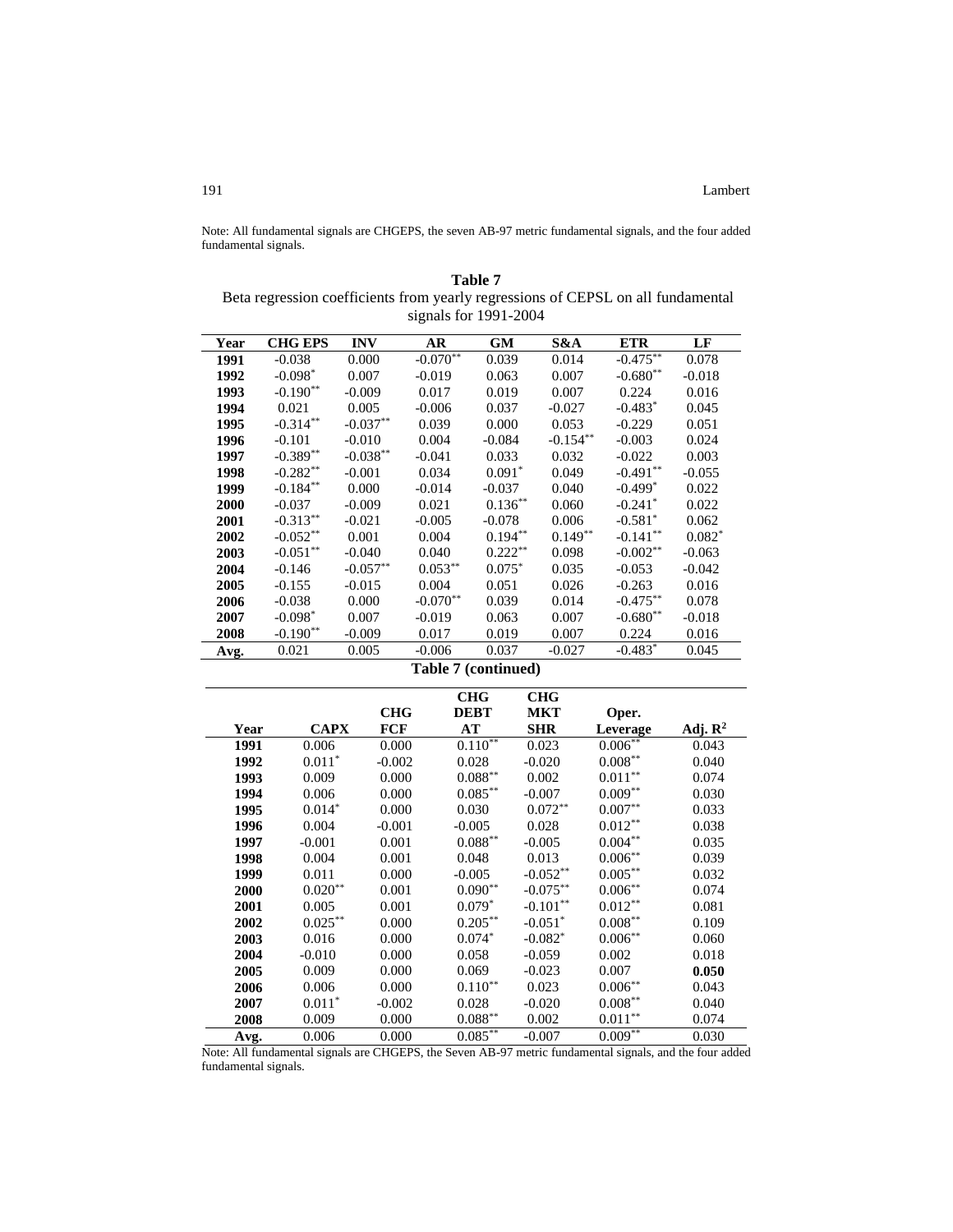Note: All fundamental signals are CHGEPS, the seven AB-97 metric fundamental signals, and the four added fundamental signals.

**Table 7**
Beta regression coefficients from yearly regressions of CEPSL on all fundamental signals for 1991-2004

| Year | CHG EPS | INV | AR | GM | S&A | ETR | LF |
|---|---|---|---|---|---|---|---|
| **1991** | -0.038 | 0.000 | -0.070** | 0.039 | 0.014 | -0.475** | 0.078 |
| **1992** | -0.098* | 0.007 | -0.019 | 0.063 | 0.007 | -0.680** | -0.018 |
| **1993** | -0.190** | -0.009 | 0.017 | 0.019 | 0.007 | 0.224 | 0.016 |
| **1994** | 0.021 | 0.005 | -0.006 | 0.037 | -0.027 | -0.483* | 0.045 |
| **1995** | -0.314** | -0.037** | 0.039 | 0.000 | 0.053 | -0.229 | 0.051 |
| **1996** | -0.101 | -0.010 | 0.004 | -0.084 | -0.154** | -0.003 | 0.024 |
| **1997** | -0.389** | -0.038** | -0.041 | 0.033 | 0.032 | -0.022 | 0.003 |
| **1998** | -0.282** | -0.001 | 0.034 | 0.091* | 0.049 | -0.491** | -0.055 |
| **1999** | -0.184** | 0.000 | -0.014 | -0.037 | 0.040 | -0.499* | 0.022 |
| **2000** | -0.037 | -0.009 | 0.021 | 0.136** | 0.060 | -0.241* | 0.022 |
| **2001** | -0.313** | -0.021 | -0.005 | -0.078 | 0.006 | -0.581* | 0.062 |
| **2002** | -0.052** | 0.001 | 0.004 | 0.194** | 0.149** | -0.141** | 0.082* |
| **2003** | -0.051** | -0.040 | 0.040 | 0.222** | 0.098 | -0.002** | -0.063 |
| **2004** | -0.146 | -0.057** | 0.053** | 0.075* | 0.035 | -0.053 | -0.042 |
| **2005** | -0.155 | -0.015 | 0.004 | 0.051 | 0.026 | -0.263 | 0.016 |
| **2006** | -0.038 | 0.000 | -0.070** | 0.039 | 0.014 | -0.475** | 0.078 |
| **2007** | -0.098* | 0.007 | -0.019 | 0.063 | 0.007 | -0.680** | -0.018 |
| **2008** | -0.190** | -0.009 | 0.017 | 0.019 | 0.007 | 0.224 | 0.016 |
| **Avg.** | 0.021 | 0.005 | -0.006 | 0.037 | -0.027 | -0.483* | 0.045 |

**Table 7 (continued)**

| Year | CAPX | CHG FCF | CHG DEBT AT | CHG MKT SHR | Oper. Leverage | Adj. $R^2$ |
|---|---|---|---|---|---|---|
| **1991** | 0.006 | 0.000 | 0.110** | 0.023 | 0.006** | 0.043 |
| **1992** | 0.011* | -0.002 | 0.028 | -0.020 | 0.008** | 0.040 |
| **1993** | 0.009 | 0.000 | 0.088** | 0.002 | 0.011** | 0.074 |
| **1994** | 0.006 | 0.000 | 0.085** | -0.007 | 0.009** | 0.030 |
| **1995** | 0.014* | 0.000 | 0.030 | 0.072** | 0.007** | 0.033 |
| **1996** | 0.004 | -0.001 | -0.005 | 0.028 | 0.012** | 0.038 |
| **1997** | -0.001 | 0.001 | 0.088** | -0.005 | 0.004** | 0.035 |
| **1998** | 0.004 | 0.001 | 0.048 | 0.013 | 0.006** | 0.039 |
| **1999** | 0.011 | 0.000 | -0.005 | -0.052** | 0.005** | 0.032 |
| **2000** | 0.020** | 0.001 | 0.090** | -0.075** | 0.006** | 0.074 |
| **2001** | 0.005 | 0.001 | 0.079* | -0.101** | 0.012** | 0.081 |
| **2002** | 0.025** | 0.000 | 0.205** | -0.051* | 0.008** | 0.109 |
| **2003** | 0.016 | 0.000 | 0.074* | -0.082* | 0.006** | 0.060 |
| **2004** | -0.010 | 0.000 | 0.058 | -0.059 | 0.002 | 0.018 |
| **2005** | 0.009 | 0.000 | 0.069 | -0.023 | 0.007 | **0.050** |
| **2006** | 0.006 | 0.000 | 0.110** | 0.023 | 0.006** | 0.043 |
| **2007** | 0.011* | -0.002 | 0.028 | -0.020 | 0.008** | 0.040 |
| **2008** | 0.009 | 0.000 | 0.088** | 0.002 | 0.011** | 0.074 |
| **Avg.** | 0.006 | 0.000 | 0.085** | -0.007 | 0.009** | 0.030 |

Note: All fundamental signals are CHGEPS, the Seven AB-97 metric fundamental signals, and the four added fundamental signals.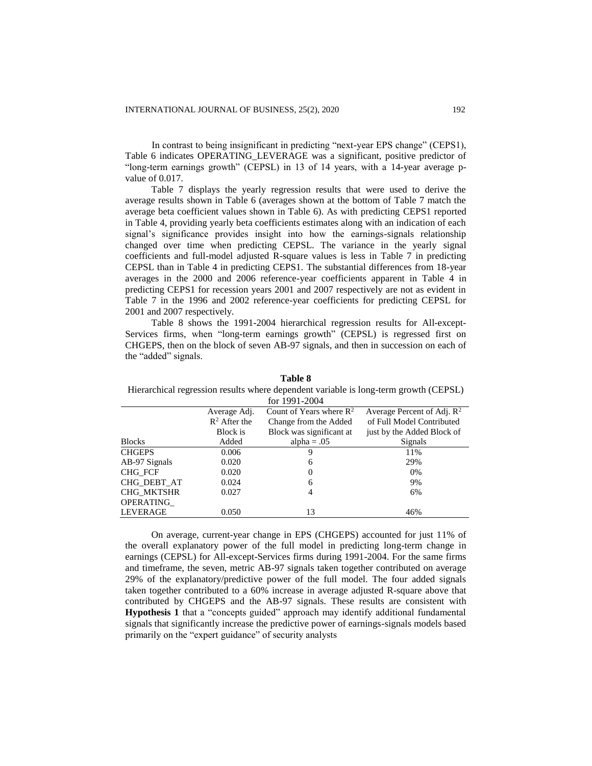In contrast to being insignificant in predicting "next-year EPS change" (CEPS1), Table 6 indicates OPERATING_LEVERAGE was a significant, positive predictor of "long-term earnings growth" (CEPSL) in 13 of 14 years, with a 14-year average p-value of 0.017.

Table 7 displays the yearly regression results that were used to derive the average results shown in Table 6 (averages shown at the bottom of Table 7 match the average beta coefficient values shown in Table 6). As with predicting CEPS1 reported in Table 4, providing yearly beta coefficients estimates along with an indication of each signal's significance provides insight into how the earnings-signals relationship changed over time when predicting CEPSL. The variance in the yearly signal coefficients and full-model adjusted R-square values is less in Table 7 in predicting CEPSL than in Table 4 in predicting CEPS1. The substantial differences from 18-year averages in the 2000 and 2006 reference-year coefficients apparent in Table 4 in predicting CEPS1 for recession years 2001 and 2007 respectively are not as evident in Table 7 in the 1996 and 2002 reference-year coefficients for predicting CEPSL for 2001 and 2007 respectively.

Table 8 shows the 1991-2004 hierarchical regression results for All-except-Services firms, when "long-term earnings growth" (CEPSL) is regressed first on CHGEPS, then on the block of seven AB-97 signals, and then in succession on each of the "added" signals.

**Table 8**

Hierarchical regression results where dependent variable is long-term growth (CEPSL) for 1991-2004

| Blocks | Average Adj. $R^2$ After the Block is Added | Count of Years where $R^2$ Change from the Added Block was significant at alpha = .05 | Average Percent of Adj. $R^2$ of Full Model Contributed just by the Added Block of Signals |
|---|---|---|---|
| CHGEPS | 0.006 | 9 | 11% |
| AB-97 Signals | 0.020 | 6 | 29% |
| CHG_FCF | 0.020 | 0 | 0% |
| CHG_DEBT_AT | 0.024 | 6 | 9% |
| CHG_MKTSHR | 0.027 | 4 | 6% |
| OPERATING_LEVERAGE | 0.050 | 13 | 46% |

On average, current-year change in EPS (CHGEPS) accounted for just 11% of the overall explanatory power of the full model in predicting long-term change in earnings (CEPSL) for All-except-Services firms during 1991-2004. For the same firms and timeframe, the seven, metric AB-97 signals taken together contributed on average 29% of the explanatory/predictive power of the full model. The four added signals taken together contributed to a 60% increase in average adjusted R-square above that contributed by CHGEPS and the AB-97 signals. These results are consistent with **Hypothesis 1** that a "concepts guided" approach may identify additional fundamental signals that significantly increase the predictive power of earnings-signals models based primarily on the "expert guidance" of security analysts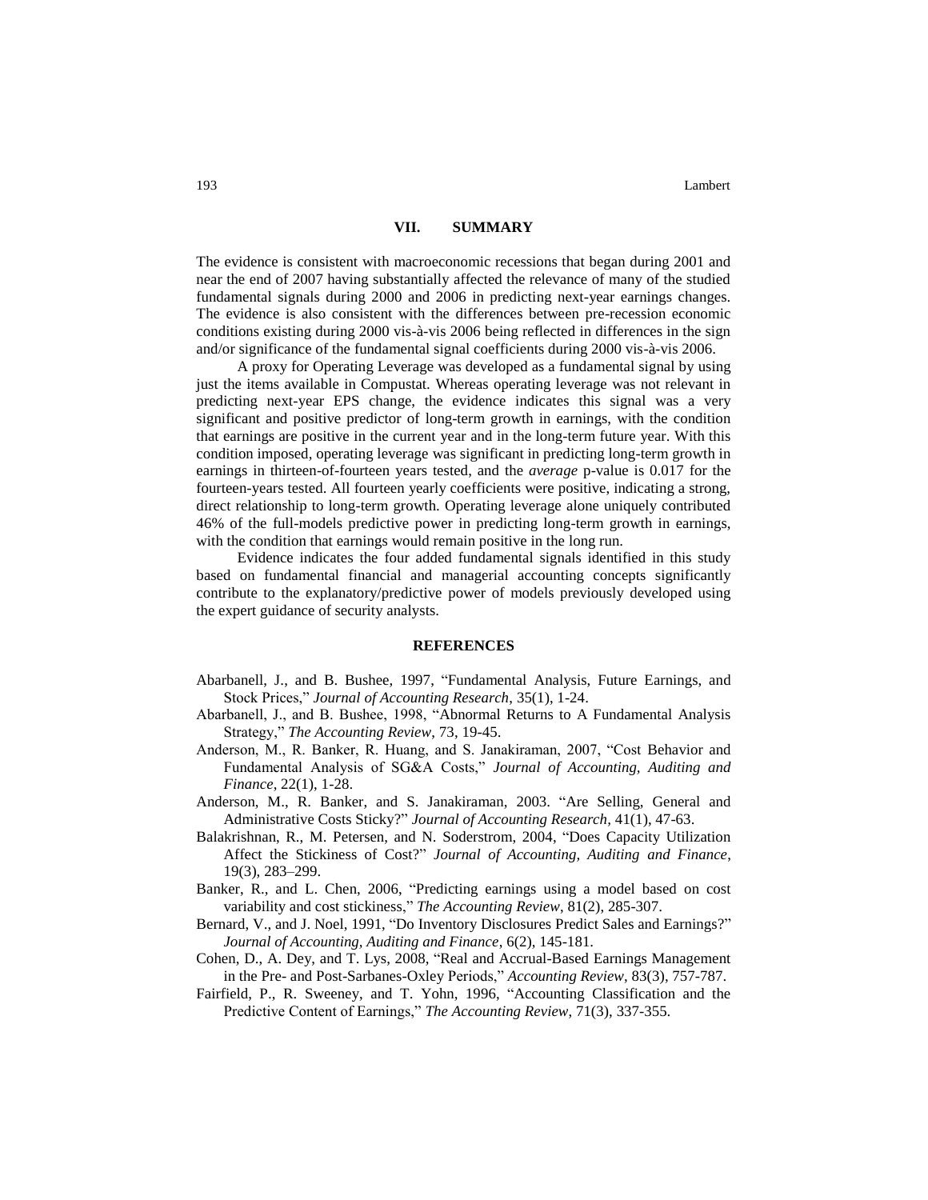## VII. SUMMARY

The evidence is consistent with macroeconomic recessions that began during 2001 and near the end of 2007 having substantially affected the relevance of many of the studied fundamental signals during 2000 and 2006 in predicting next-year earnings changes. The evidence is also consistent with the differences between pre-recession economic conditions existing during 2000 vis-à-vis 2006 being reflected in differences in the sign and/or significance of the fundamental signal coefficients during 2000 vis-à-vis 2006.

A proxy for Operating Leverage was developed as a fundamental signal by using just the items available in Compustat. Whereas operating leverage was not relevant in predicting next-year EPS change, the evidence indicates this signal was a very significant and positive predictor of long-term growth in earnings, with the condition that earnings are positive in the current year and in the long-term future year. With this condition imposed, operating leverage was significant in predicting long-term growth in earnings in thirteen-of-fourteen years tested, and the *average* p-value is 0.017 for the fourteen-years tested. All fourteen yearly coefficients were positive, indicating a strong, direct relationship to long-term growth. Operating leverage alone uniquely contributed 46% of the full-models predictive power in predicting long-term growth in earnings, with the condition that earnings would remain positive in the long run.

Evidence indicates the four added fundamental signals identified in this study based on fundamental financial and managerial accounting concepts significantly contribute to the explanatory/predictive power of models previously developed using the expert guidance of security analysts.

## REFERENCES

Abarbanell, J., and B. Bushee, 1997, "Fundamental Analysis, Future Earnings, and Stock Prices," *Journal of Accounting Research*, 35(1), 1-24.

Abarbanell, J., and B. Bushee, 1998, "Abnormal Returns to A Fundamental Analysis Strategy," *The Accounting Review*, 73, 19-45.

Anderson, M., R. Banker, R. Huang, and S. Janakiraman, 2007, "Cost Behavior and Fundamental Analysis of SG&A Costs," *Journal of Accounting, Auditing and Finance*, 22(1), 1-28.

Anderson, M., R. Banker, and S. Janakiraman, 2003. "Are Selling, General and Administrative Costs Sticky?" *Journal of Accounting Research*, 41(1), 47-63.

Balakrishnan, R., M. Petersen, and N. Soderstrom, 2004, "Does Capacity Utilization Affect the Stickiness of Cost?" *Journal of Accounting, Auditing and Finance*, 19(3), 283–299.

Banker, R., and L. Chen, 2006, "Predicting earnings using a model based on cost variability and cost stickiness," *The Accounting Review*, 81(2), 285-307.

Bernard, V., and J. Noel, 1991, "Do Inventory Disclosures Predict Sales and Earnings?" *Journal of Accounting, Auditing and Finance*, 6(2), 145-181.

Cohen, D., A. Dey, and T. Lys, 2008, "Real and Accrual-Based Earnings Management in the Pre- and Post-Sarbanes-Oxley Periods," *Accounting Review*, 83(3), 757-787.

Fairfield, P., R. Sweeney, and T. Yohn, 1996, "Accounting Classification and the Predictive Content of Earnings," *The Accounting Review*, 71(3), 337-355.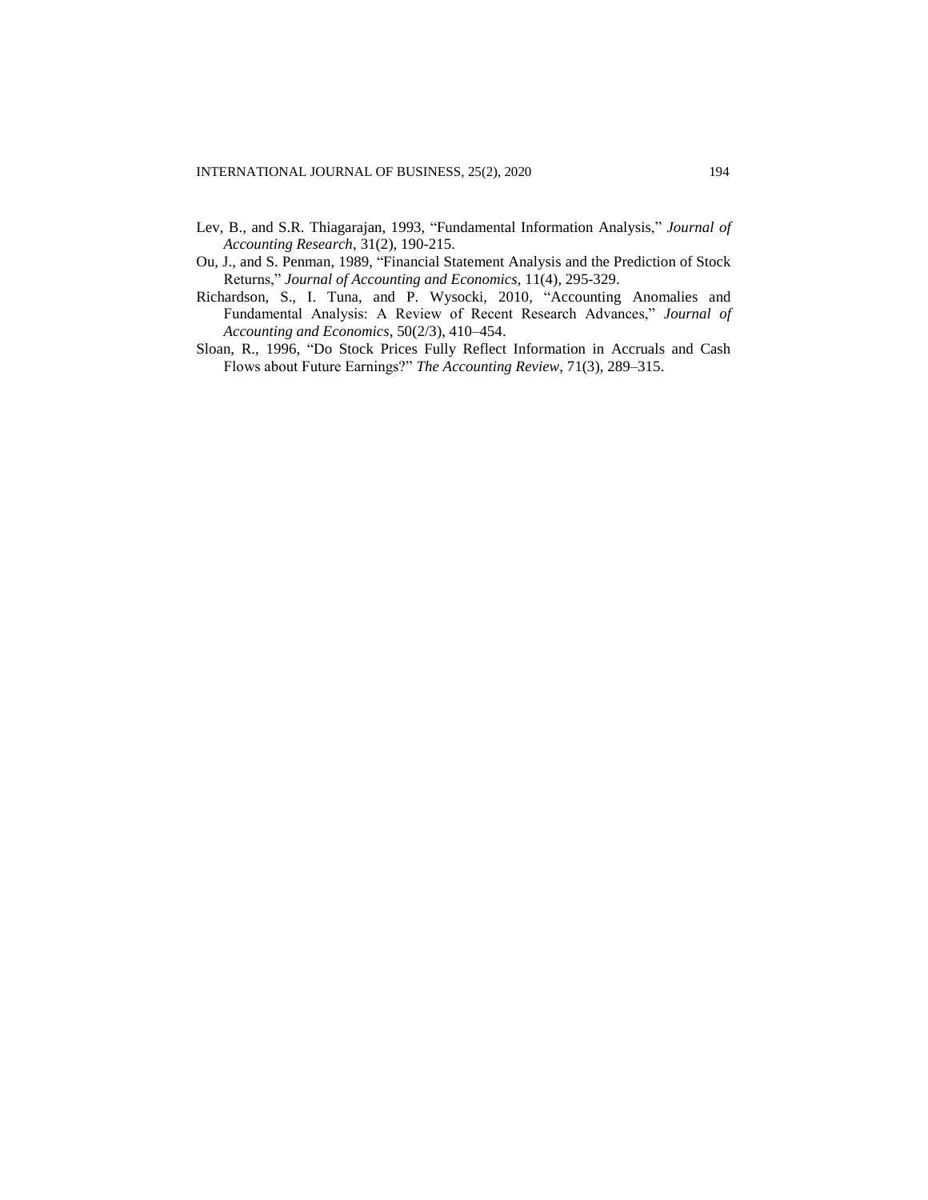Lev, B., and S.R. Thiagarajan, 1993, "Fundamental Information Analysis," *Journal of Accounting Research*, 31(2), 190-215.

Ou, J., and S. Penman, 1989, "Financial Statement Analysis and the Prediction of Stock Returns," *Journal of Accounting and Economics*, 11(4), 295-329.

Richardson, S., I. Tuna, and P. Wysocki, 2010, "Accounting Anomalies and Fundamental Analysis: A Review of Recent Research Advances," *Journal of Accounting and Economics*, 50(2/3), 410–454.

Sloan, R., 1996, "Do Stock Prices Fully Reflect Information in Accruals and Cash Flows about Future Earnings?" *The Accounting Review*, 71(3), 289–315.